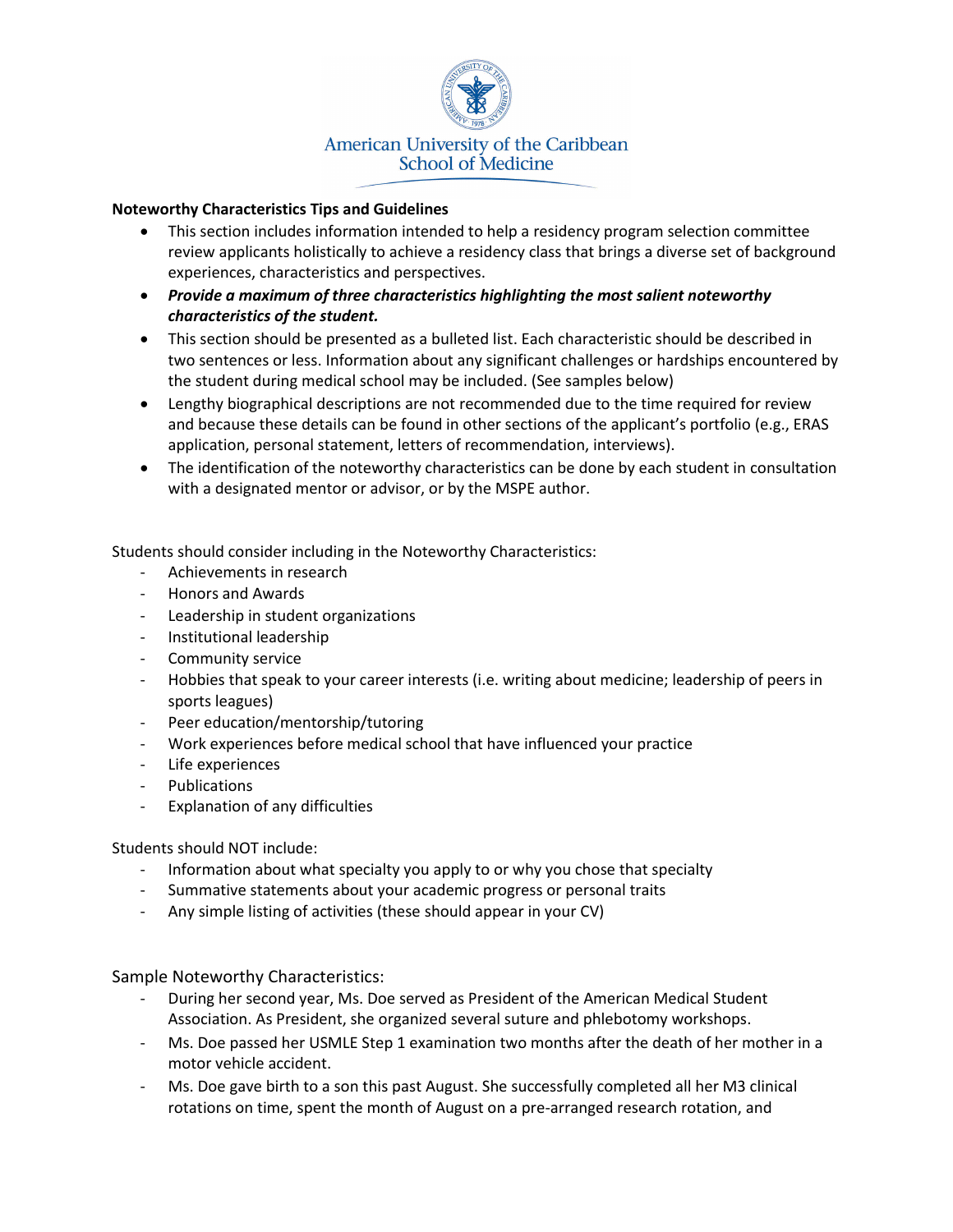American University of the Caribbean
School of Medicine

**Noteworthy Characteristics Tips and Guidelines**

- This section includes information intended to help a residency program selection committee review applicants holistically to achieve a residency class that brings a diverse set of background experiences, characteristics and perspectives.
- ***Provide a maximum of three characteristics highlighting the most salient noteworthy characteristics of the student.***
- This section should be presented as a bulleted list. Each characteristic should be described in two sentences or less. Information about any significant challenges or hardships encountered by the student during medical school may be included. (See samples below)
- Lengthy biographical descriptions are not recommended due to the time required for review and because these details can be found in other sections of the applicant's portfolio (e.g., ERAS application, personal statement, letters of recommendation, interviews).
- The identification of the noteworthy characteristics can be done by each student in consultation with a designated mentor or advisor, or by the MSPE author.

Students should consider including in the Noteworthy Characteristics:

- Achievements in research
- Honors and Awards
- Leadership in student organizations
- Institutional leadership
- Community service
- Hobbies that speak to your career interests (i.e. writing about medicine; leadership of peers in sports leagues)
- Peer education/mentorship/tutoring
- Work experiences before medical school that have influenced your practice
- Life experiences
- Publications
- Explanation of any difficulties

Students should NOT include:

- Information about what specialty you apply to or why you chose that specialty
- Summative statements about your academic progress or personal traits
- Any simple listing of activities (these should appear in your CV)

Sample Noteworthy Characteristics:

- During her second year, Ms. Doe served as President of the American Medical Student Association. As President, she organized several suture and phlebotomy workshops.
- Ms. Doe passed her USMLE Step 1 examination two months after the death of her mother in a motor vehicle accident.
- Ms. Doe gave birth to a son this past August. She successfully completed all her M3 clinical rotations on time, spent the month of August on a pre-arranged research rotation, and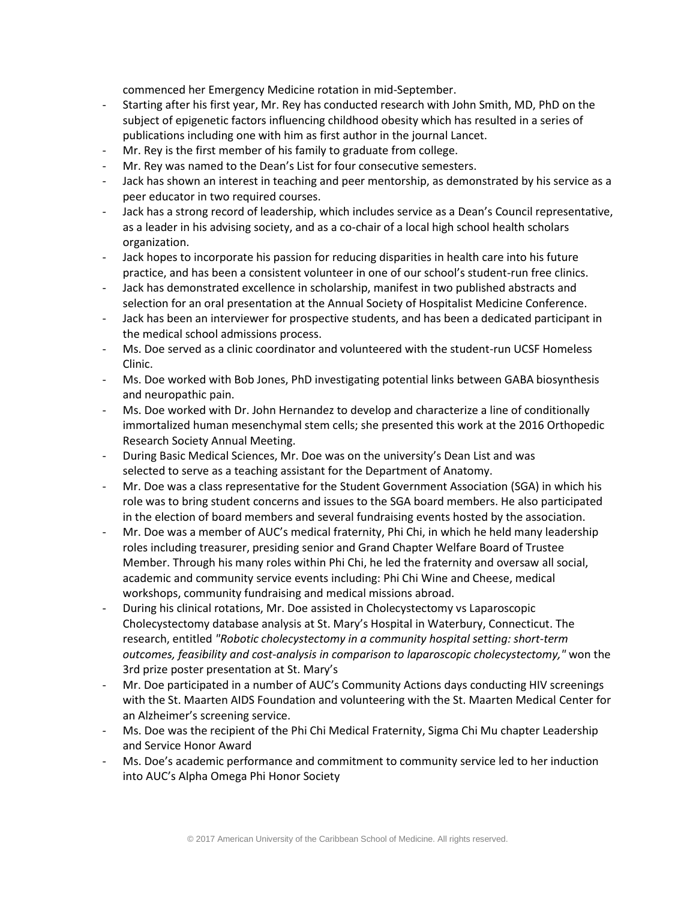commenced her Emergency Medicine rotation in mid-September.

- Starting after his first year, Mr. Rey has conducted research with John Smith, MD, PhD on the subject of epigenetic factors influencing childhood obesity which has resulted in a series of publications including one with him as first author in the journal Lancet.
- Mr. Rey is the first member of his family to graduate from college.
- Mr. Rey was named to the Dean's List for four consecutive semesters.
- Jack has shown an interest in teaching and peer mentorship, as demonstrated by his service as a peer educator in two required courses.
- Jack has a strong record of leadership, which includes service as a Dean's Council representative, as a leader in his advising society, and as a co-chair of a local high school health scholars organization.
- Jack hopes to incorporate his passion for reducing disparities in health care into his future practice, and has been a consistent volunteer in one of our school's student-run free clinics.
- Jack has demonstrated excellence in scholarship, manifest in two published abstracts and selection for an oral presentation at the Annual Society of Hospitalist Medicine Conference.
- Jack has been an interviewer for prospective students, and has been a dedicated participant in the medical school admissions process.
- Ms. Doe served as a clinic coordinator and volunteered with the student-run UCSF Homeless Clinic.
- Ms. Doe worked with Bob Jones, PhD investigating potential links between GABA biosynthesis and neuropathic pain.
- Ms. Doe worked with Dr. John Hernandez to develop and characterize a line of conditionally immortalized human mesenchymal stem cells; she presented this work at the 2016 Orthopedic Research Society Annual Meeting.
- During Basic Medical Sciences, Mr. Doe was on the university's Dean List and was selected to serve as a teaching assistant for the Department of Anatomy.
- Mr. Doe was a class representative for the Student Government Association (SGA) in which his role was to bring student concerns and issues to the SGA board members. He also participated in the election of board members and several fundraising events hosted by the association.
- Mr. Doe was a member of AUC's medical fraternity, Phi Chi, in which he held many leadership roles including treasurer, presiding senior and Grand Chapter Welfare Board of Trustee Member. Through his many roles within Phi Chi, he led the fraternity and oversaw all social, academic and community service events including: Phi Chi Wine and Cheese, medical workshops, community fundraising and medical missions abroad.
- During his clinical rotations, Mr. Doe assisted in Cholecystectomy vs Laparoscopic Cholecystectomy database analysis at St. Mary's Hospital in Waterbury, Connecticut. The research, entitled *"Robotic cholecystectomy in a community hospital setting: short-term outcomes, feasibility and cost-analysis in comparison to laparoscopic cholecystectomy,"* won the 3rd prize poster presentation at St. Mary's
- Mr. Doe participated in a number of AUC's Community Actions days conducting HIV screenings with the St. Maarten AIDS Foundation and volunteering with the St. Maarten Medical Center for an Alzheimer's screening service.
- Ms. Doe was the recipient of the Phi Chi Medical Fraternity, Sigma Chi Mu chapter Leadership and Service Honor Award
- Ms. Doe's academic performance and commitment to community service led to her induction into AUC's Alpha Omega Phi Honor Society

© 2017 American University of the Caribbean School of Medicine. All rights reserved.